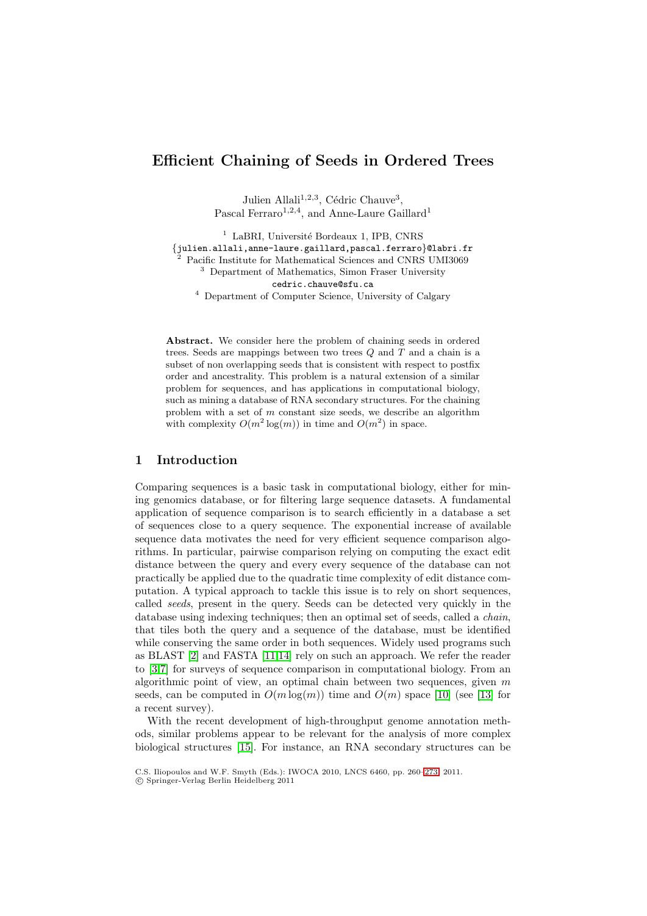# Efficient Chaining of Seeds in Ordered Trees

Julien Allali[1,2,3], Cédric Chauve[3], Pascal Ferraro[1,2,4], and Anne-Laure Gaillard[1]

[1] LaBRI, Université Bordeaux 1, IPB, CNRS
{julien.allali,anne-laure.gaillard,pascal.ferraro}@labri.fr
[2] Pacific Institute for Mathematical Sciences and CNRS UMI3069
[3] Department of Mathematics, Simon Fraser University
cedric.chauve@sfu.ca
[4] Department of Computer Science, University of Calgary

**Abstract.** We consider here the problem of chaining seeds in ordered trees. Seeds are mappings between two trees $Q$ and $T$ and a chain is a subset of non overlapping seeds that is consistent with respect to postfix order and ancestrality. This problem is a natural extension of a similar problem for sequences, and has applications in computational biology, such as mining a database of RNA secondary structures. For the chaining problem with a set of $m$ constant size seeds, we describe an algorithm with complexity $O(m^2 \log(m))$ in time and $O(m^2)$ in space.

## 1 Introduction

Comparing sequences is a basic task in computational biology, either for mining genomics database, or for filtering large sequence datasets. A fundamental application of sequence comparison is to search efficiently in a database a set of sequences close to a query sequence. The exponential increase of available sequence data motivates the need for very efficient sequence comparison algorithms. In particular, pairwise comparison relying on computing the exact edit distance between the query and every every sequence of the database can not practically be applied due to the quadratic time complexity of edit distance computation. A typical approach to tackle this issue is to rely on short sequences, called *seeds*, present in the query. Seeds can be detected very quickly in the database using indexing techniques; then an optimal set of seeds, called a *chain*, that tiles both the query and a sequence of the database, must be identified while conserving the same order in both sequences. Widely used programs such as BLAST [2] and FASTA [11,14] rely on such an approach. We refer the reader to [3,7] for surveys of sequence comparison in computational biology. From an algorithmic point of view, an optimal chain between two sequences, given $m$ seeds, can be computed in $O(m \log(m))$ time and $O(m)$ space [10] (see [13] for a recent survey).

With the recent development of high-throughput genome annotation methods, similar problems appear to be relevant for the analysis of more complex biological structures [15]. For instance, an RNA secondary structures can be

C.S. Iliopoulos and W.F. Smyth (Eds.): IWOCA 2010, LNCS 6460, pp. 260–273, 2011.
© Springer-Verlag Berlin Heidelberg 2011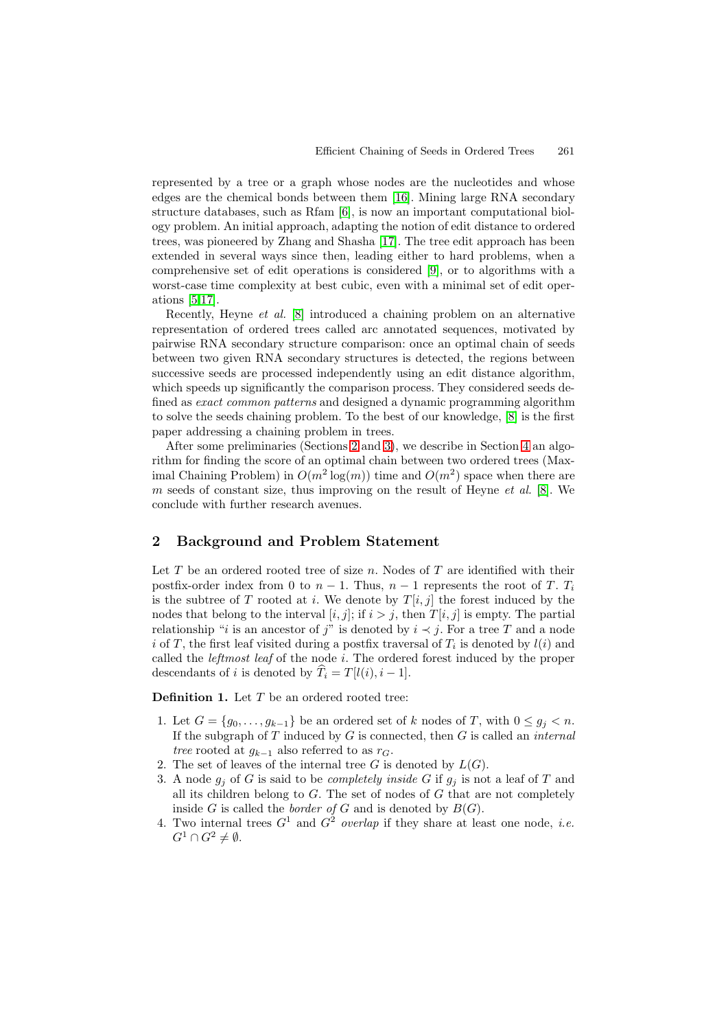represented by a tree or a graph whose nodes are the nucleotides and whose edges are the chemical bonds between them [16]. Mining large RNA secondary structure databases, such as Rfam [6], is now an important computational biology problem. An initial approach, adapting the notion of edit distance to ordered trees, was pioneered by Zhang and Shasha [17]. The tree edit approach has been extended in several ways since then, leading either to hard problems, when a comprehensive set of edit operations is considered [9], or to algorithms with a worst-case time complexity at best cubic, even with a minimal set of edit operations [5,17].

Recently, Heyne *et al.* [8] introduced a chaining problem on an alternative representation of ordered trees called arc annotated sequences, motivated by pairwise RNA secondary structure comparison: once an optimal chain of seeds between two given RNA secondary structures is detected, the regions between successive seeds are processed independently using an edit distance algorithm, which speeds up significantly the comparison process. They considered seeds defined as *exact common patterns* and designed a dynamic programming algorithm to solve the seeds chaining problem. To the best of our knowledge, [8] is the first paper addressing a chaining problem in trees.

After some preliminaries (Sections 2 and 3), we describe in Section 4 an algorithm for finding the score of an optimal chain between two ordered trees (Maximal Chaining Problem) in $O(m^2 \log(m))$ time and $O(m^2)$ space when there are $m$ seeds of constant size, thus improving on the result of Heyne *et al.* [8]. We conclude with further research avenues.

## 2 Background and Problem Statement

Let $T$ be an ordered rooted tree of size $n$. Nodes of $T$ are identified with their postfix-order index from 0 to $n-1$. Thus, $n-1$ represents the root of $T$. $T_i$ is the subtree of $T$ rooted at $i$. We denote by $T[i,j]$ the forest induced by the nodes that belong to the interval $[i,j]$; if $i > j$, then $T[i,j]$ is empty. The partial relationship "$i$ is an ancestor of $j$" is denoted by $i \prec j$. For a tree $T$ and a node $i$ of $T$, the first leaf visited during a postfix traversal of $T_i$ is denoted by $l(i)$ and called the *leftmost leaf* of the node $i$. The ordered forest induced by the proper descendants of $i$ is denoted by $\widehat{T}_i = T[l(i), i-1]$.

**Definition 1.** Let $T$ be an ordered rooted tree:

1. Let $G = \{g_0, \ldots, g_{k-1}\}$ be an ordered set of $k$ nodes of $T$, with $0 \leq g_j < n$. If the subgraph of $T$ induced by $G$ is connected, then $G$ is called an *internal tree* rooted at $g_{k-1}$ also referred to as $r_G$.
2. The set of leaves of the internal tree $G$ is denoted by $L(G)$.
3. A node $g_j$ of $G$ is said to be *completely inside* $G$ if $g_j$ is not a leaf of $T$ and all its children belong to $G$. The set of nodes of $G$ that are not completely inside $G$ is called the *border of* $G$ and is denoted by $B(G)$.
4. Two internal trees $G^1$ and $G^2$ *overlap* if they share at least one node, *i.e.* $G^1 \cap G^2 \neq \emptyset$.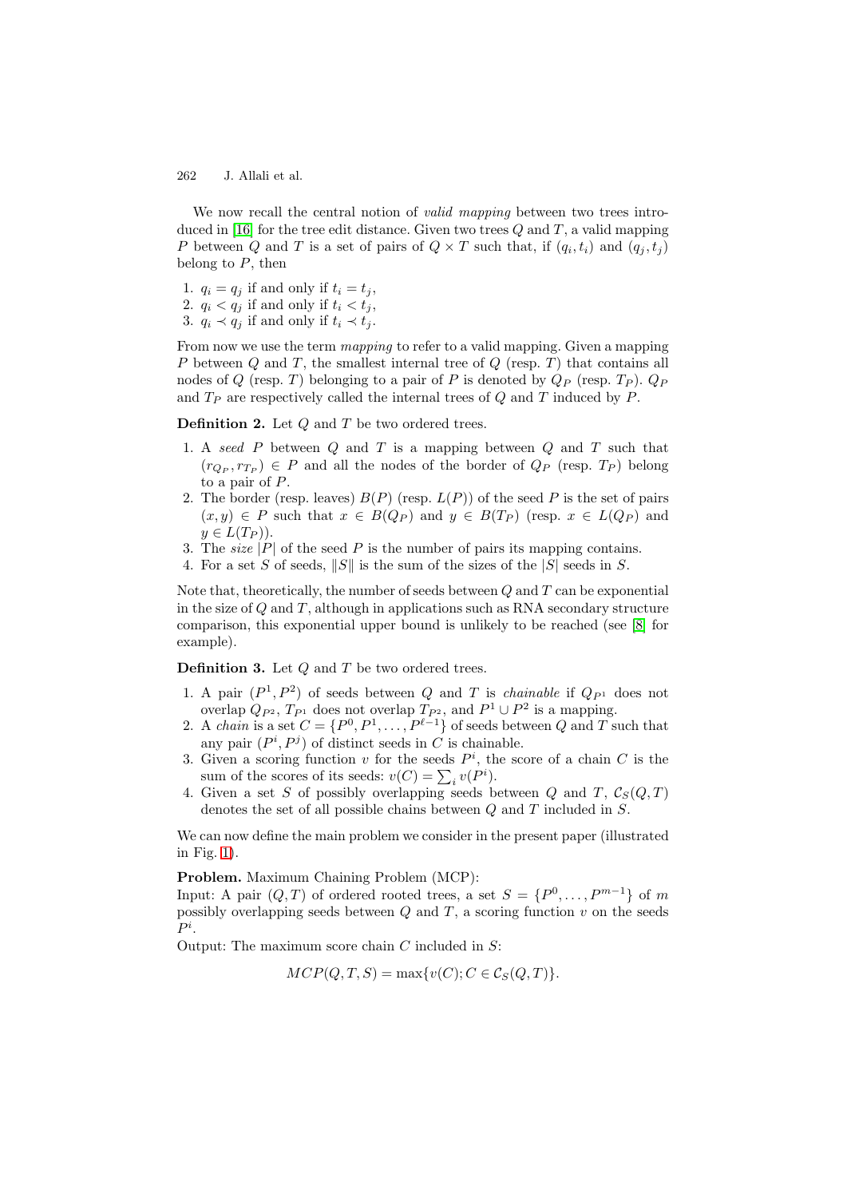We now recall the central notion of *valid mapping* between two trees introduced in [16] for the tree edit distance. Given two trees $Q$ and $T$, a valid mapping $P$ between $Q$ and $T$ is a set of pairs of $Q \times T$ such that, if $(q_i, t_i)$ and $(q_j, t_j)$ belong to $P$, then

1. $q_i = q_j$ if and only if $t_i = t_j$,
2. $q_i < q_j$ if and only if $t_i < t_j$,
3. $q_i \prec q_j$ if and only if $t_i \prec t_j$.

From now we use the term *mapping* to refer to a valid mapping. Given a mapping $P$ between $Q$ and $T$, the smallest internal tree of $Q$ (resp. $T$) that contains all nodes of $Q$ (resp. $T$) belonging to a pair of $P$ is denoted by $Q_P$ (resp. $T_P$). $Q_P$ and $T_P$ are respectively called the internal trees of $Q$ and $T$ induced by $P$.

**Definition 2.** Let $Q$ and $T$ be two ordered trees.

1. A *seed* $P$ between $Q$ and $T$ is a mapping between $Q$ and $T$ such that $(r_{Q_P}, r_{T_P}) \in P$ and all the nodes of the border of $Q_P$ (resp. $T_P$) belong to a pair of $P$.
2. The border (resp. leaves) $B(P)$ (resp. $L(P)$) of the seed $P$ is the set of pairs $(x, y) \in P$ such that $x \in B(Q_P)$ and $y \in B(T_P)$ (resp. $x \in L(Q_P)$ and $y \in L(T_P)$).
3. The *size* $|P|$ of the seed $P$ is the number of pairs its mapping contains.
4. For a set $S$ of seeds, $\|S\|$ is the sum of the sizes of the $|S|$ seeds in $S$.

Note that, theoretically, the number of seeds between $Q$ and $T$ can be exponential in the size of $Q$ and $T$, although in applications such as RNA secondary structure comparison, this exponential upper bound is unlikely to be reached (see [8] for example).

**Definition 3.** Let $Q$ and $T$ be two ordered trees.

1. A pair $(P^1, P^2)$ of seeds between $Q$ and $T$ is *chainable* if $Q_{P^1}$ does not overlap $Q_{P^2}$, $T_{P^1}$ does not overlap $T_{P^2}$, and $P^1 \cup P^2$ is a mapping.
2. A *chain* is a set $C = \{P^0, P^1, \ldots, P^{\ell-1}\}$ of seeds between $Q$ and $T$ such that any pair $(P^i, P^j)$ of distinct seeds in $C$ is chainable.
3. Given a scoring function $v$ for the seeds $P^i$, the score of a chain $C$ is the sum of the scores of its seeds: $v(C) = \sum_i v(P^i)$.
4. Given a set $S$ of possibly overlapping seeds between $Q$ and $T$, $\mathcal{C}_S(Q, T)$ denotes the set of all possible chains between $Q$ and $T$ included in $S$.

We can now define the main problem we consider in the present paper (illustrated in Fig. 1).

**Problem.** Maximum Chaining Problem (MCP):
Input: A pair $(Q, T)$ of ordered rooted trees, a set $S = \{P^0, \ldots, P^{m-1}\}$ of $m$ possibly overlapping seeds between $Q$ and $T$, a scoring function $v$ on the seeds $P^i$.
Output: The maximum score chain $C$ included in $S$:

$$MCP(Q, T, S) = \max\{v(C); C \in \mathcal{C}_S(Q, T)\}.$$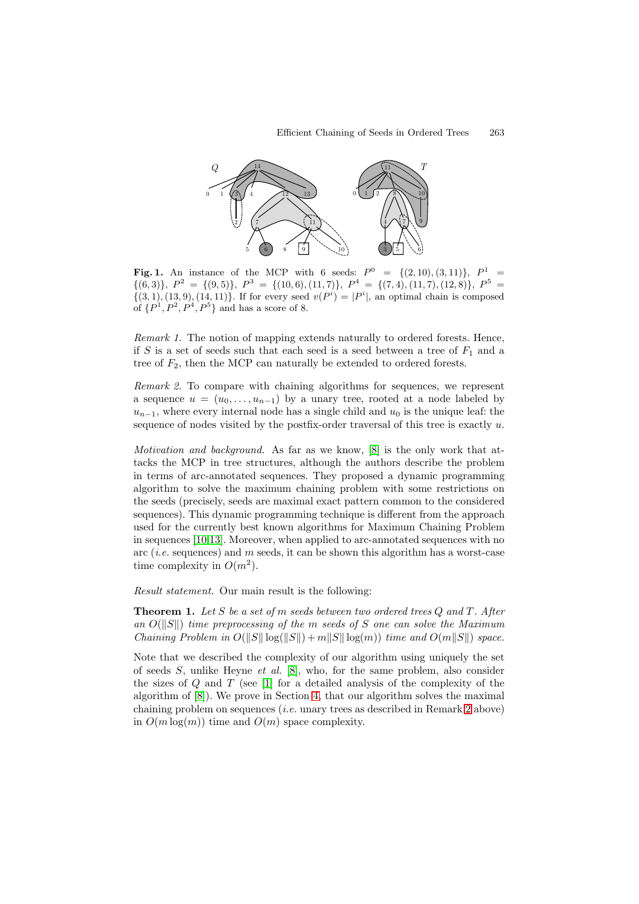**Fig. 1.** An instance of the MCP with 6 seeds: $P^0 = \{(2,10),(3,11)\}$, $P^1 = \{(6,3)\}$, $P^2 = \{(9,5)\}$, $P^3 = \{(10,6),(11,7)\}$, $P^4 = \{(7,4),(11,7),(12,8)\}$, $P^5 = \{(3,1),(13,9),(14,11)\}$. If for every seed $v(P^i) = |P^i|$, an optimal chain is composed of $\{P^1, P^2, P^4, P^5\}$ and has a score of 8.

*Remark 1.* The notion of mapping extends naturally to ordered forests. Hence, if $S$ is a set of seeds such that each seed is a seed between a tree of $F_1$ and a tree of $F_2$, then the MCP can naturally be extended to ordered forests.

*Remark 2.* To compare with chaining algorithms for sequences, we represent a sequence $u = (u_0, \ldots, u_{n-1})$ by a unary tree, rooted at a node labeled by $u_{n-1}$, where every internal node has a single child and $u_0$ is the unique leaf: the sequence of nodes visited by the postfix-order traversal of this tree is exactly $u$.

*Motivation and background.* As far as we know, [8] is the only work that attacks the MCP in tree structures, although the authors describe the problem in terms of arc-annotated sequences. They proposed a dynamic programming algorithm to solve the maximum chaining problem with some restrictions on the seeds (precisely, seeds are maximal exact pattern common to the considered sequences). This dynamic programming technique is different from the approach used for the currently best known algorithms for Maximum Chaining Problem in sequences [10,13]. Moreover, when applied to arc-annotated sequences with no arc (*i.e.* sequences) and $m$ seeds, it can be shown this algorithm has a worst-case time complexity in $O(m^2)$.

*Result statement.* Our main result is the following:

**Theorem 1.** *Let $S$ be a set of $m$ seeds between two ordered trees $Q$ and $T$. After an $O(\|S\|)$ time preprocessing of the $m$ seeds of $S$ one can solve the Maximum Chaining Problem in $O(\|S\|\log(\|S\|) + m\|S\|\log(m))$ time and $O(m\|S\|)$ space.*

Note that we described the complexity of our algorithm using uniquely the set of seeds $S$, unlike Heyne *et al.* [8], who, for the same problem, also consider the sizes of $Q$ and $T$ (see [1] for a detailed analysis of the complexity of the algorithm of [8]). We prove in Section 4, that our algorithm solves the maximal chaining problem on sequences (*i.e.* unary trees as described in Remark 2 above) in $O(m\log(m))$ time and $O(m)$ space complexity.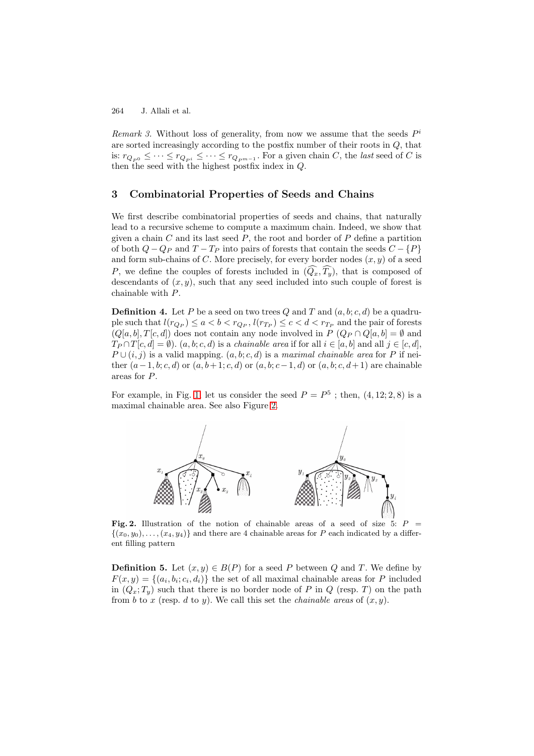*Remark 3.* Without loss of generality, from now we assume that the seeds $P^i$ are sorted increasingly according to the postfix number of their roots in $Q$, that is: $r_{Q_{P^0}} \leq \cdots \leq r_{Q_{P^i}} \leq \cdots \leq r_{Q_{P^{m-1}}}$. For a given chain $C$, the *last* seed of $C$ is then the seed with the highest postfix index in $Q$.

## 3 Combinatorial Properties of Seeds and Chains

We first describe combinatorial properties of seeds and chains, that naturally lead to a recursive scheme to compute a maximum chain. Indeed, we show that given a chain $C$ and its last seed $P$, the root and border of $P$ define a partition of both $Q - Q_P$ and $T - T_P$ into pairs of forests that contain the seeds $C - \{P\}$ and form sub-chains of $C$. More precisely, for every border nodes $(x, y)$ of a seed $P$, we define the couples of forests included in $(\widehat{Q_x}, \widehat{T_y})$, that is composed of descendants of $(x, y)$, such that any seed included into such couple of forest is chainable with $P$.

**Definition 4.** Let $P$ be a seed on two trees $Q$ and $T$ and $(a, b; c, d)$ be a quadruple such that $l(r_{Q_P}) \leq a < b < r_{Q_P}$, $l(r_{T_P}) \leq c < d < r_{T_P}$ and the pair of forests $(Q[a, b], T[c, d])$ does not contain any node involved in $P$ ($Q_P \cap Q[a, b] = \emptyset$ and $T_P \cap T[c, d] = \emptyset$). $(a, b; c, d)$ is a *chainable area* if for all $i \in [a, b]$ and all $j \in [c, d]$, $P \cup (i, j)$ is a valid mapping. $(a, b; c, d)$ is a *maximal chainable area* for $P$ if neither $(a-1, b; c, d)$ or $(a, b+1; c, d)$ or $(a, b; c-1, d)$ or $(a, b; c, d+1)$ are chainable areas for $P$.

For example, in Fig. 1, let us consider the seed $P = P^5$ ; then, $(4, 12; 2, 8)$ is a maximal chainable area. See also Figure 2.

**Fig. 2.** Illustration of the notion of chainable areas of a seed of size 5: $P = \{(x_0, y_0), \ldots, (x_4, y_4)\}$ and there are 4 chainable areas for $P$ each indicated by a different filling pattern

**Definition 5.** Let $(x, y) \in B(P)$ for a seed $P$ between $Q$ and $T$. We define by $F(x, y) = \{(a_i, b_i; c_i, d_i)\}$ the set of all maximal chainable areas for $P$ included in $(Q_x; T_y)$ such that there is no border node of $P$ in $Q$ (resp. $T$) on the path from $b$ to $x$ (resp. $d$ to $y$). We call this set the *chainable areas* of $(x, y)$.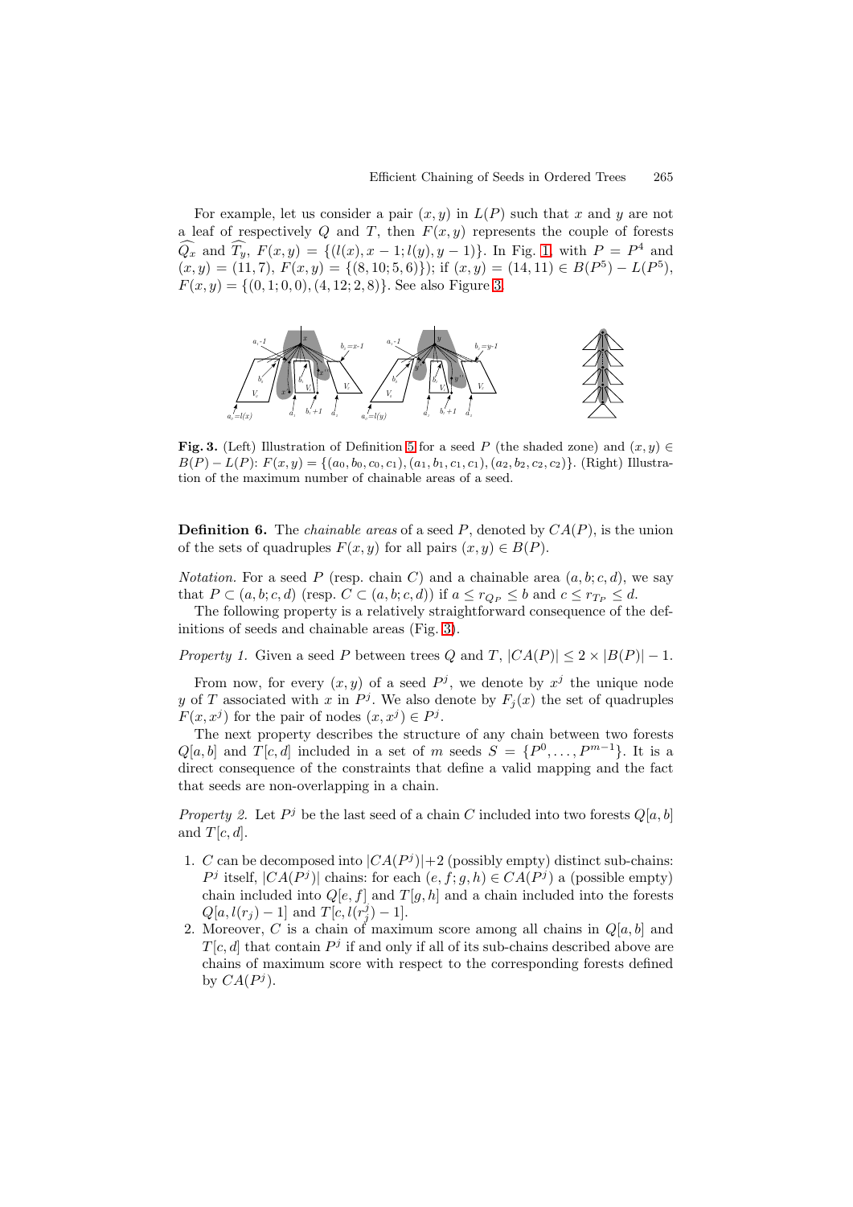For example, let us consider a pair $(x, y)$ in $L(P)$ such that $x$ and $y$ are not a leaf of respectively $Q$ and $T$, then $F(x, y)$ represents the couple of forests $\widehat{Q_x}$ and $\widehat{T_y}$, $F(x, y) = \{(l(x), x-1; l(y), y-1)\}$. In Fig. 1, with $P = P^4$ and $(x, y) = (11, 7)$, $F(x, y) = \{(8, 10; 5, 6)\}$); if $(x, y) = (14, 11) \in B(P^5) - L(P^5)$, $F(x, y) = \{(0, 1; 0, 0), (4, 12; 2, 8)\}$. See also Figure 3.

**Fig. 3.** (Left) Illustration of Definition 5 for a seed $P$ (the shaded zone) and $(x, y) \in B(P) - L(P)$: $F(x, y) = \{(a_0, b_0, c_0, c_1), (a_1, b_1, c_1, c_1), (a_2, b_2, c_2, c_2)\}$. (Right) Illustration of the maximum number of chainable areas of a seed.

**Definition 6.** The *chainable areas* of a seed $P$, denoted by $CA(P)$, is the union of the sets of quadruples $F(x, y)$ for all pairs $(x, y) \in B(P)$.

*Notation.* For a seed $P$ (resp. chain $C$) and a chainable area $(a, b; c, d)$, we say that $P \subset (a, b; c, d)$ (resp. $C \subset (a, b; c, d)$) if $a \leq r_{Q_P} \leq b$ and $c \leq r_{T_P} \leq d$.

The following property is a relatively straightforward consequence of the definitions of seeds and chainable areas (Fig. 3).

*Property 1.* Given a seed $P$ between trees $Q$ and $T$, $|CA(P)| \leq 2 \times |B(P)| - 1$.

From now, for every $(x, y)$ of a seed $P^j$, we denote by $x^j$ the unique node $y$ of $T$ associated with $x$ in $P^j$. We also denote by $F_j(x)$ the set of quadruples $F(x, x^j)$ for the pair of nodes $(x, x^j) \in P^j$.

The next property describes the structure of any chain between two forests $Q[a, b]$ and $T[c, d]$ included in a set of $m$ seeds $S = \{P^0, \ldots, P^{m-1}\}$. It is a direct consequence of the constraints that define a valid mapping and the fact that seeds are non-overlapping in a chain.

*Property 2.* Let $P^j$ be the last seed of a chain $C$ included into two forests $Q[a, b]$ and $T[c, d]$.

1. $C$ can be decomposed into $|CA(P^j)|+2$ (possibly empty) distinct sub-chains: $P^j$ itself, $|CA(P^j)|$ chains: for each $(e, f; g, h) \in CA(P^j)$ a (possible empty) chain included into $Q[e, f]$ and $T[g, h]$ and a chain included into the forests $Q[a, l(r_j) - 1]$ and $T[c, l(r_j^j) - 1]$.
2. Moreover, $C$ is a chain of maximum score among all chains in $Q[a, b]$ and $T[c, d]$ that contain $P^j$ if and only if all of its sub-chains described above are chains of maximum score with respect to the corresponding forests defined by $CA(P^j)$.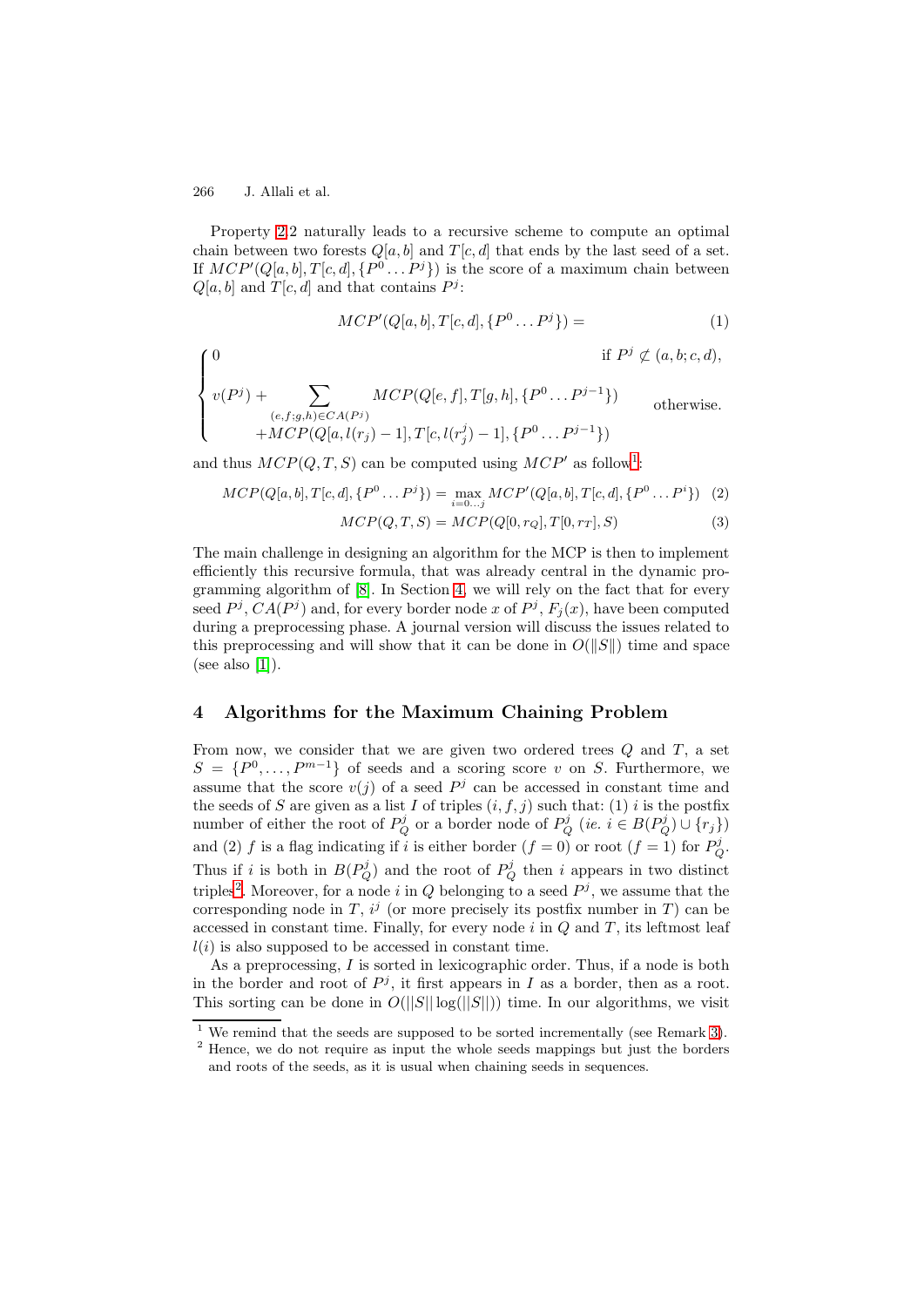Property 2.2 naturally leads to a recursive scheme to compute an optimal chain between two forests $Q[a,b]$ and $T[c,d]$ that ends by the last seed of a set. If $MCP'(Q[a,b], T[c,d], \{P^0 \dots P^j\})$ is the score of a maximum chain between $Q[a,b]$ and $T[c,d]$ and that contains $P^j$:

$$MCP'(Q[a,b], T[c,d], \{P^0 \dots P^j\}) = \tag{1}$$

$$\begin{cases} 0 & \text{if } P^j \not\subset (a,b;c,d), \\ v(P^j) + \displaystyle\sum_{(e,f;g,h) \in CA(P^j)} MCP(Q[e,f], T[g,h], \{P^0 \dots P^{j-1}\}) & \text{otherwise.} \\ \quad +MCP(Q[a, l(r_j)-1], T[c, l(r^j_j)-1], \{P^0 \dots P^{j-1}\}) & \end{cases}$$

and thus $MCP(Q,T,S)$ can be computed using $MCP'$ as follow[1]:

$$MCP(Q[a,b], T[c,d], \{P^0 \dots P^j\}) = \max_{i=0\dots j} MCP'(Q[a,b], T[c,d], \{P^0 \dots P^i\}) \tag{2}$$

$$MCP(Q,T,S) = MCP(Q[0,r_Q], T[0,r_T], S) \tag{3}$$

The main challenge in designing an algorithm for the MCP is then to implement efficiently this recursive formula, that was already central in the dynamic programming algorithm of [8]. In Section 4, we will rely on the fact that for every seed $P^j$, $CA(P^j)$ and, for every border node $x$ of $P^j$, $F_j(x)$, have been computed during a preprocessing phase. A journal version will discuss the issues related to this preprocessing and will show that it can be done in $O(\|S\|)$ time and space (see also [1]).

## 4 Algorithms for the Maximum Chaining Problem

From now, we consider that we are given two ordered trees $Q$ and $T$, a set $S = \{P^0, \dots, P^{m-1}\}$ of seeds and a scoring score $v$ on $S$. Furthermore, we assume that the score $v(j)$ of a seed $P^j$ can be accessed in constant time and the seeds of $S$ are given as a list $I$ of triples $(i,f,j)$ such that: (1) $i$ is the postfix number of either the root of $P^j_Q$ or a border node of $P^j_Q$ (*ie.* $i \in B(P^j_Q) \cup \{r_j\}$) and (2) $f$ is a flag indicating if $i$ is either border ($f=0$) or root ($f=1$) for $P^j_Q$. Thus if $i$ is both in $B(P^j_Q)$ and the root of $P^j_Q$ then $i$ appears in two distinct triples[2]. Moreover, for a node $i$ in $Q$ belonging to a seed $P^j$, we assume that the corresponding node in $T$, $i^j$ (or more precisely its postfix number in $T$) can be accessed in constant time. Finally, for every node $i$ in $Q$ and $T$, its leftmost leaf $l(i)$ is also supposed to be accessed in constant time.

As a preprocessing, $I$ is sorted in lexicographic order. Thus, if a node is both in the border and root of $P^j$, it first appears in $I$ as a border, then as a root. This sorting can be done in $O(||S|| \log(||S||))$ time. In our algorithms, we visit

[1] We remind that the seeds are supposed to be sorted incrementally (see Remark 3).

[2] Hence, we do not require as input the whole seeds mappings but just the borders and roots of the seeds, as it is usual when chaining seeds in sequences.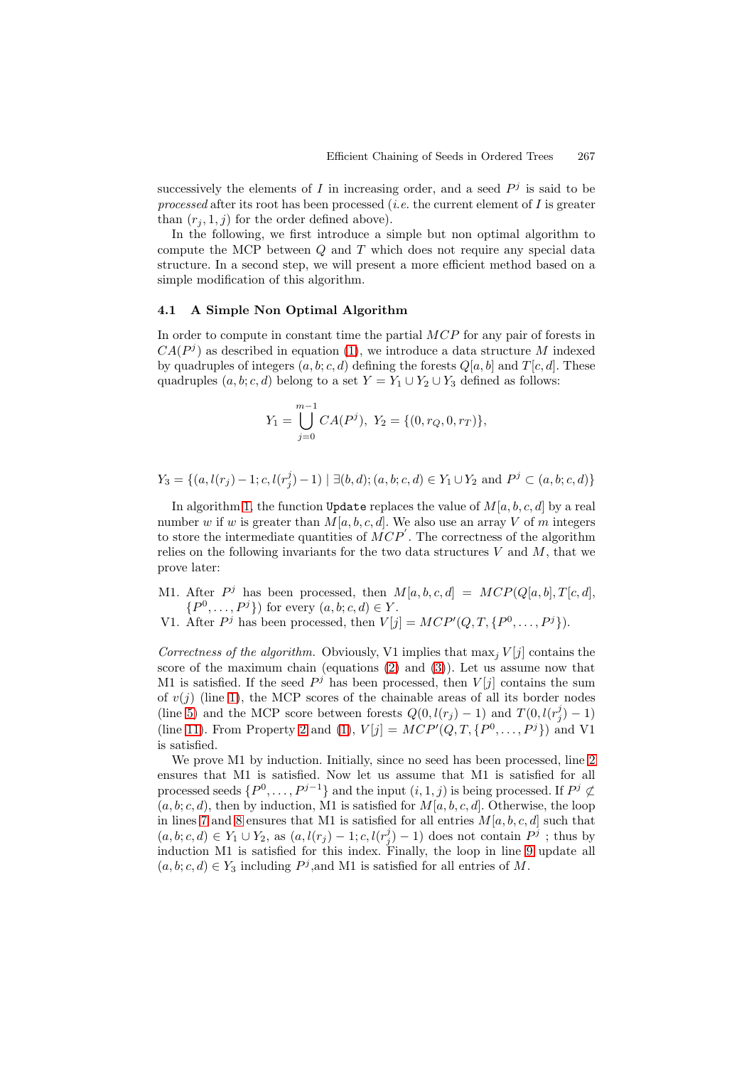successively the elements of $I$ in increasing order, and a seed $P^j$ is said to be *processed* after its root has been processed (*i.e.* the current element of $I$ is greater than $(r_j, 1, j)$ for the order defined above).

In the following, we first introduce a simple but non optimal algorithm to compute the MCP between $Q$ and $T$ which does not require any special data structure. In a second step, we will present a more efficient method based on a simple modification of this algorithm.

### 4.1 A Simple Non Optimal Algorithm

In order to compute in constant time the partial $MCP$ for any pair of forests in $CA(P^j)$ as described in equation (1), we introduce a data structure $M$ indexed by quadruples of integers $(a, b; c, d)$ defining the forests $Q[a, b]$ and $T[c, d]$. These quadruples $(a, b; c, d)$ belong to a set $Y = Y_1 \cup Y_2 \cup Y_3$ defined as follows:

$$Y_1 = \bigcup_{j=0}^{m-1} CA(P^j), \; Y_2 = \{(0, r_Q, 0, r_T)\},$$

$$Y_3 = \{(a, l(r_j) - 1; c, l(r_j^j) - 1) \mid \exists (b, d); (a, b; c, d) \in Y_1 \cup Y_2 \text{ and } P^j \subset (a, b; c, d)\}$$

In algorithm 1, the function `Update` replaces the value of $M[a, b, c, d]$ by a real number $w$ if $w$ is greater than $M[a, b, c, d]$. We also use an array $V$ of $m$ integers to store the intermediate quantities of $MCP'$. The correctness of the algorithm relies on the following invariants for the two data structures $V$ and $M$, that we prove later:

- M1. After $P^j$ has been processed, then $M[a, b, c, d] = MCP(Q[a, b], T[c, d], \{P^0, \ldots, P^j\})$ for every $(a, b; c, d) \in Y$.
- V1. After $P^j$ has been processed, then $V[j] = MCP'(Q, T, \{P^0, \ldots, P^j\})$.

*Correctness of the algorithm.* Obviously, V1 implies that $\max_j V[j]$ contains the score of the maximum chain (equations (2) and (3)). Let us assume now that M1 is satisfied. If the seed $P^j$ has been processed, then $V[j]$ contains the sum of $v(j)$ (line 1), the MCP scores of the chainable areas of all its border nodes (line 5) and the MCP score between forests $Q(0, l(r_j) - 1)$ and $T(0, l(r_j^j) - 1)$ (line 11). From Property 2 and (1), $V[j] = MCP'(Q, T, \{P^0, \ldots, P^j\})$ and V1 is satisfied.

We prove M1 by induction. Initially, since no seed has been processed, line 2 ensures that M1 is satisfied. Now let us assume that M1 is satisfied for all processed seeds $\{P^0, \ldots, P^{j-1}\}$ and the input $(i, 1, j)$ is being processed. If $P^j \not\subset (a, b; c, d)$, then by induction, M1 is satisfied for $M[a, b, c, d]$. Otherwise, the loop in lines 7 and 8 ensures that M1 is satisfied for all entries $M[a, b, c, d]$ such that $(a, b; c, d) \in Y_1 \cup Y_2$, as $(a, l(r_j) - 1; c, l(r_j^j) - 1)$ does not contain $P^j$ ; thus by induction M1 is satisfied for this index. Finally, the loop in line 9 update all $(a, b; c, d) \in Y_3$ including $P^j$,and M1 is satisfied for all entries of $M$.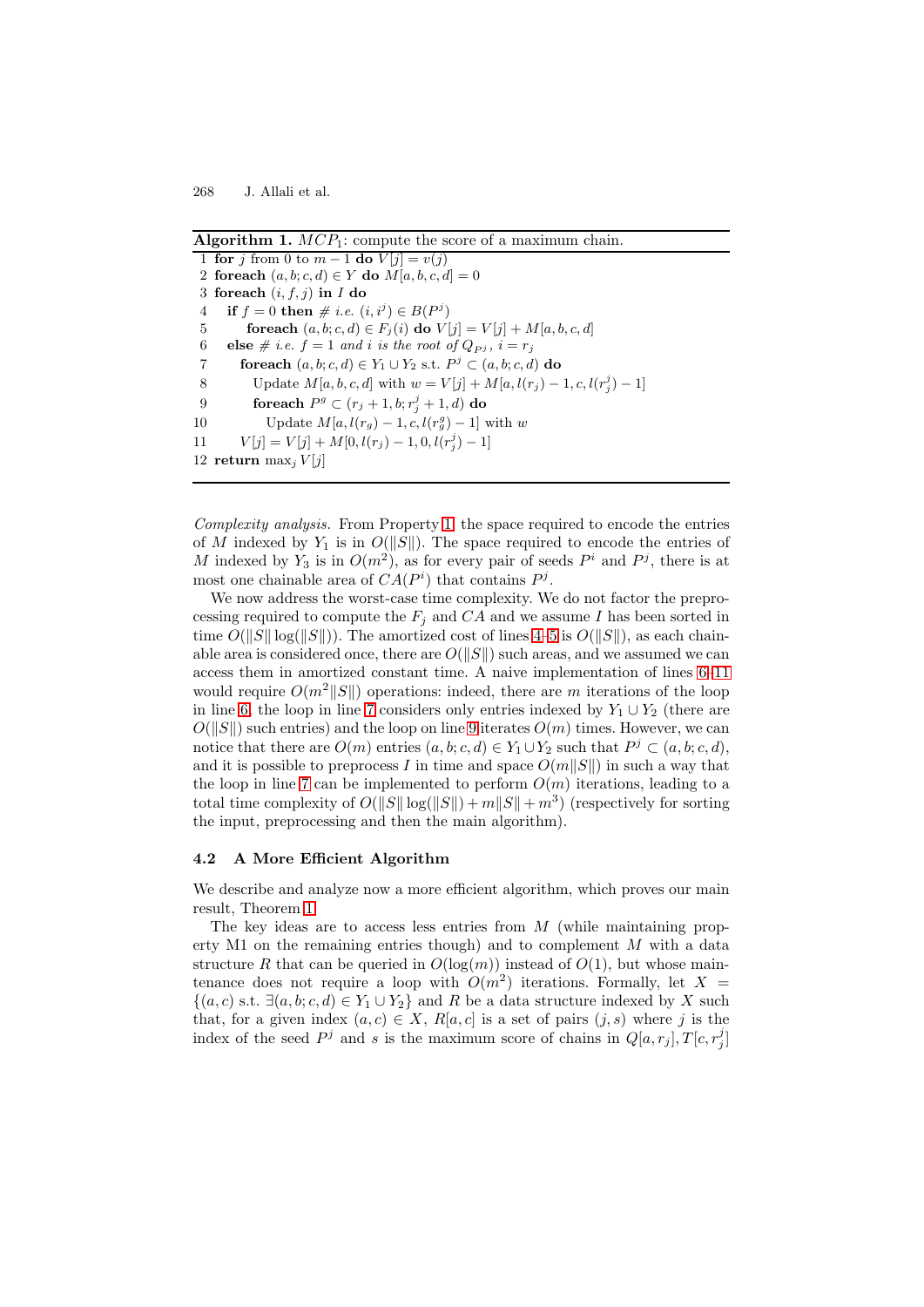**Algorithm 1.** $MCP_1$: compute the score of a maximum chain.

```
 1 for j from 0 to m − 1 do V[j] = v(j)
 2 foreach (a, b; c, d) ∈ Y do M[a, b, c, d] = 0
 3 foreach (i, f, j) in I do
 4   if f = 0 then # i.e. (i, i^j) ∈ B(P^j)
 5     foreach (a, b; c, d) ∈ F_j(i) do V[j] = V[j] + M[a, b, c, d]
 6   else # i.e. f = 1 and i is the root of Q_{P^j}, i = r_j
 7     foreach (a, b; c, d) ∈ Y_1 ∪ Y_2 s.t. P^j ⊂ (a, b; c, d) do
 8       Update M[a, b, c, d] with w = V[j] + M[a, l(r_j) − 1, c, l(r_j^j) − 1]
 9       foreach P^g ⊂ (r_j + 1, b; r_j^j + 1, d) do
10         Update M[a, l(r_g) − 1, c, l(r_g^g) − 1] with w
11     V[j] = V[j] + M[0, l(r_j) − 1, 0, l(r_j^j) − 1]
12 return max_j V[j]
```

*Complexity analysis.* From Property 1, the space required to encode the entries of $M$ indexed by $Y_1$ is in $O(\|S\|)$. The space required to encode the entries of $M$ indexed by $Y_3$ is in $O(m^2)$, as for every pair of seeds $P^i$ and $P^j$, there is at most one chainable area of $CA(P^i)$ that contains $P^j$.

We now address the worst-case time complexity. We do not factor the preprocessing required to compute the $F_j$ and $CA$ and we assume $I$ has been sorted in time $O(\|S\| \log(\|S\|))$. The amortized cost of lines 4–5 is $O(\|S\|)$, as each chainable area is considered once, there are $O(\|S\|)$ such areas, and we assumed we can access them in amortized constant time. A naive implementation of lines 6–11 would require $O(m^2\|S\|)$ operations: indeed, there are $m$ iterations of the loop in line 6, the loop in line 7 considers only entries indexed by $Y_1 \cup Y_2$ (there are $O(\|S\|)$ such entries) and the loop on line 9 iterates $O(m)$ times. However, we can notice that there are $O(m)$ entries $(a, b; c, d) \in Y_1 \cup Y_2$ such that $P^j \subset (a, b; c, d)$, and it is possible to preprocess $I$ in time and space $O(m\|S\|)$ in such a way that the loop in line 7 can be implemented to perform $O(m)$ iterations, leading to a total time complexity of $O(\|S\| \log(\|S\|) + m\|S\| + m^3)$ (respectively for sorting the input, preprocessing and then the main algorithm).

### 4.2 A More Efficient Algorithm

We describe and analyze now a more efficient algorithm, which proves our main result, Theorem 1.

The key ideas are to access less entries from $M$ (while maintaining property M1 on the remaining entries though) and to complement $M$ with a data structure $R$ that can be queried in $O(\log(m))$ instead of $O(1)$, but whose maintenance does not require a loop with $O(m^2)$ iterations. Formally, let $X = \{(a, c) \text{ s.t. } \exists (a, b; c, d) \in Y_1 \cup Y_2\}$ and $R$ be a data structure indexed by $X$ such that, for a given index $(a, c) \in X$, $R[a, c]$ is a set of pairs $(j, s)$ where $j$ is the index of the seed $P^j$ and $s$ is the maximum score of chains in $Q[a, r_j], T[c, r_j^j]$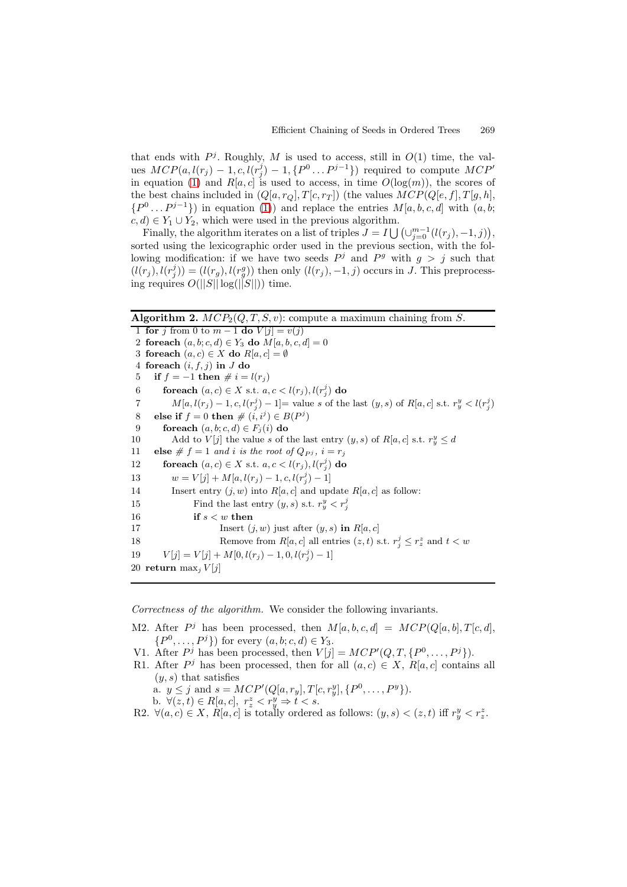that ends with $P^j$. Roughly, $M$ is used to access, still in $O(1)$ time, the values $MCP(a, l(r_j) - 1, c, l(r_j^j) - 1, \{P^0 \ldots P^{j-1}\})$ required to compute $MCP'$ in equation (1) and $R[a,c]$ is used to access, in time $O(\log(m))$, the scores of the best chains included in $(Q[a, r_Q], T[c, r_T])$ (the values $MCP(Q[e,f], T[g,h], \{P^0 \ldots P^{j-1}\})$ in equation (1)) and replace the entries $M[a,b,c,d]$ with $(a,b;c,d) \in Y_1 \cup Y_2$, which were used in the previous algorithm.

Finally, the algorithm iterates on a list of triples $J = I \bigcup \left(\cup_{j=0}^{m-1}(l(r_j), -1, j)\right)$, sorted using the lexicographic order used in the previous section, with the following modification: if we have two seeds $P^j$ and $P^g$ with $g > j$ such that $(l(r_j), l(r_j^j)) = (l(r_g), l(r_g^g))$ then only $(l(r_j), -1, j)$ occurs in $J$. This preprocessing requires $O(||S|| \log(||S||))$ time.

**Algorithm 2.** $MCP_2(Q,T,S,v)$: compute a maximum chaining from $S$.

```
 1 for j from 0 to m − 1 do V[j] = v(j)
 2 foreach (a, b; c, d) ∈ Y3 do M[a, b, c, d] = 0
 3 foreach (a, c) ∈ X do R[a, c] = ∅
 4 foreach (i, f, j) in J do
 5   if f = −1 then # i = l(r_j)
 6     foreach (a, c) ∈ X s.t. a, c < l(r_j), l(r^j_j) do
 7       M[a, l(r_j) − 1, c, l(r^j_j) − 1]= value s of the last (y, s) of R[a, c] s.t. r^y_y < l(r^j_j)
 8   else if f = 0 then # (i, i^j) ∈ B(P^j)
 9     foreach (a, b; c, d) ∈ F_j(i) do
10       Add to V[j] the value s of the last entry (y, s) of R[a, c] s.t. r^y_y ≤ d
11   else # f = 1 and i is the root of Q_{P^j}, i = r_j
12     foreach (a, c) ∈ X s.t. a, c < l(r_j), l(r^j_j) do
13       w = V[j] + M[a, l(r_j) − 1, c, l(r^j_j) − 1]
14       Insert entry (j, w) into R[a, c] and update R[a, c] as follow:
15             Find the last entry (y, s) s.t. r^y_y < r^j_j
16             if s < w then
17                   Insert (j, w) just after (y, s) in R[a, c]
18                   Remove from R[a, c] all entries (z, t) s.t. r^j_j ≤ r^z_z and t < w
19     V[j] = V[j] + M[0, l(r_j) − 1, 0, l(r^j_j) − 1]
20 return max_j V[j]
```

*Correctness of the algorithm.* We consider the following invariants.

- M2. After $P^j$ has been processed, then $M[a,b,c,d] = MCP(Q[a,b], T[c,d], \{P^0, \ldots, P^j\})$ for every $(a,b;c,d) \in Y_3$.
- V1. After $P^j$ has been processed, then $V[j] = MCP'(Q,T,\{P^0, \ldots, P^j\})$.
- R1. After $P^j$ has been processed, then for all $(a,c) \in X$, $R[a,c]$ contains all $(y,s)$ that satisfies
  - a. $y \leq j$ and $s = MCP'(Q[a, r_y], T[c, r_y^y], \{P^0, \ldots, P^y\})$.
  - b. $\forall (z,t) \in R[a,c],\ r_z^z < r_y^y \Rightarrow t < s$.
- R2. $\forall (a,c) \in X$, $R[a,c]$ is totally ordered as follows: $(y,s) < (z,t)$ iff $r_y^y < r_z^z$.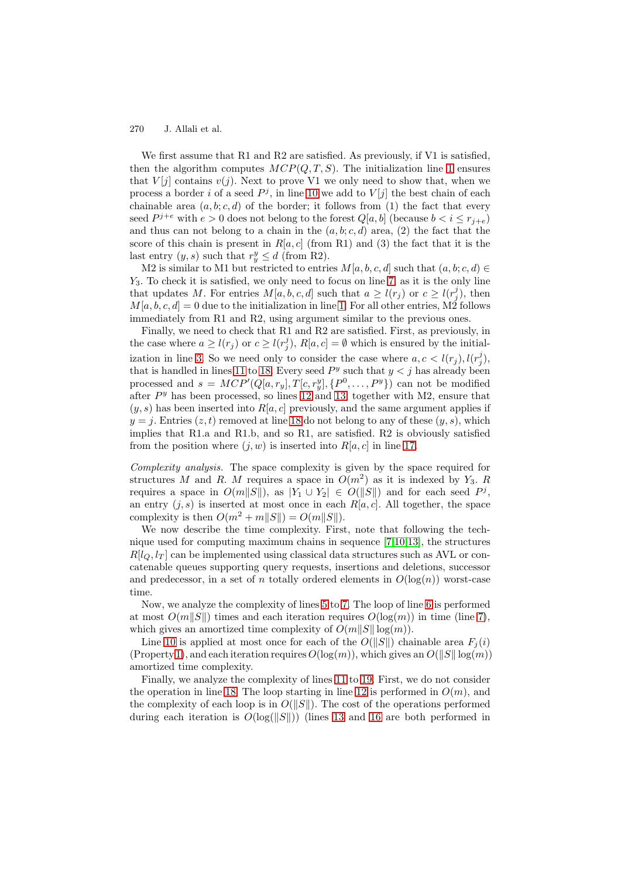We first assume that R1 and R2 are satisfied. As previously, if V1 is satisfied, then the algorithm computes $MCP(Q, T, S)$. The initialization line 1 ensures that $V[j]$ contains $v(j)$. Next to prove V1 we only need to show that, when we process a border $i$ of a seed $P^j$, in line 10 we add to $V[j]$ the best chain of each chainable area $(a, b; c, d)$ of the border; it follows from (1) the fact that every seed $P^{j+e}$ with $e > 0$ does not belong to the forest $Q[a, b]$ (because $b < i \leq r_{j+e}$) and thus can not belong to a chain in the $(a, b; c, d)$ area, (2) the fact that the score of this chain is present in $R[a, c]$ (from R1) and (3) the fact that it is the last entry $(y, s)$ such that $r_y^y \leq d$ (from R2).

M2 is similar to M1 but restricted to entries $M[a, b, c, d]$ such that $(a, b; c, d) \in Y_3$. To check it is satisfied, we only need to focus on line 7, as it is the only line that updates $M$. For entries $M[a, b, c, d]$ such that $a \geq l(r_j)$ or $c \geq l(r_j^j)$, then $M[a, b, c, d] = 0$ due to the initialization in line 1. For all other entries, M2 follows immediately from R1 and R2, using argument similar to the previous ones.

Finally, we need to check that R1 and R2 are satisfied. First, as previously, in the case where $a \geq l(r_j)$ or $c \geq l(r_j^j)$, $R[a, c] = \emptyset$ which is ensured by the initialization in line 3. So we need only to consider the case where $a, c < l(r_j), l(r_j^j)$, that is handled in lines 11 to 18. Every seed $P^y$ such that $y < j$ has already been processed and $s = MCP'(Q[a, r_y], T[c, r_y^y], \{P^0, \ldots, P^y\})$ can not be modified after $P^y$ has been processed, so lines 12 and 13, together with M2, ensure that $(y, s)$ has been inserted into $R[a, c]$ previously, and the same argument applies if $y = j$. Entries $(z, t)$ removed at line 18 do not belong to any of these $(y, s)$, which implies that R1.a and R1.b, and so R1, are satisfied. R2 is obviously satisfied from the position where $(j, w)$ is inserted into $R[a, c]$ in line 17.

*Complexity analysis.* The space complexity is given by the space required for structures $M$ and $R$. $M$ requires a space in $O(m^2)$ as it is indexed by $Y_3$. $R$ requires a space in $O(m\|S\|)$, as $|Y_1 \cup Y_2| \in O(\|S\|)$ and for each seed $P^j$, an entry $(j, s)$ is inserted at most once in each $R[a, c]$. All together, the space complexity is then $O(m^2 + m\|S\|) = O(m\|S\|)$.

We now describe the time complexity. First, note that following the technique used for computing maximum chains in sequence [7,10,13], the structures $R[l_Q, l_T]$ can be implemented using classical data structures such as AVL or concatenable queues supporting query requests, insertions and deletions, successor and predecessor, in a set of $n$ totally ordered elements in $O(\log(n))$ worst-case time.

Now, we analyze the complexity of lines 5 to 7. The loop of line 6 is performed at most $O(m\|S\|)$ times and each iteration requires $O(\log(m))$ in time (line 7), which gives an amortized time complexity of $O(m\|S\| \log(m))$.

Line 10 is applied at most once for each of the $O(\|S\|)$ chainable area $F_j(i)$ (Property 1), and each iteration requires $O(\log(m))$, which gives an $O(\|S\| \log(m))$ amortized time complexity.

Finally, we analyze the complexity of lines 11 to 19. First, we do not consider the operation in line 18. The loop starting in line 12 is performed in $O(m)$, and the complexity of each loop is in $O(\|S\|)$. The cost of the operations performed during each iteration is $O(\log(\|S\|))$ (lines 13 and 16 are both performed in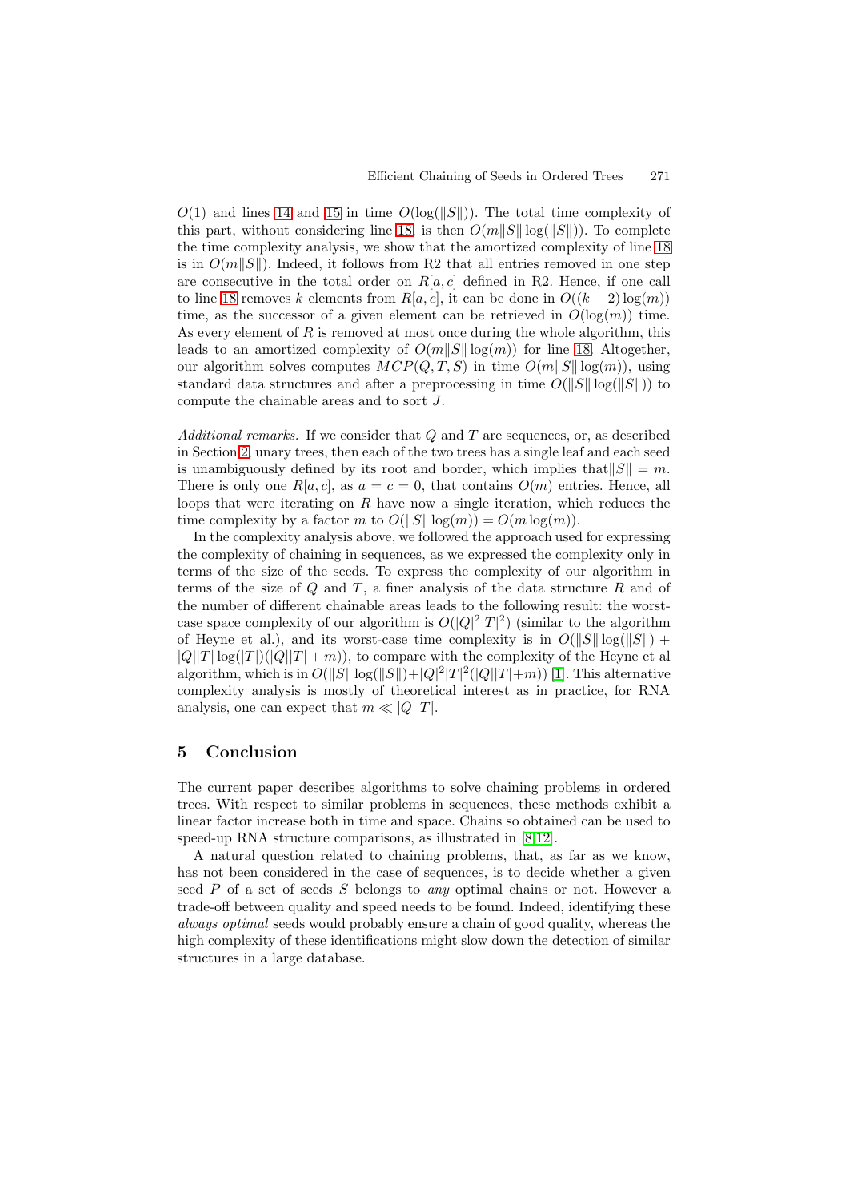$O(1)$ and lines 14 and 15 in time $O(\log(\|S\|))$. The total time complexity of this part, without considering line 18, is then $O(m\|S\| \log(\|S\|))$. To complete the time complexity analysis, we show that the amortized complexity of line 18 is in $O(m\|S\|)$. Indeed, it follows from R2 that all entries removed in one step are consecutive in the total order on $R[a, c]$ defined in R2. Hence, if one call to line 18 removes $k$ elements from $R[a, c]$, it can be done in $O((k + 2) \log(m))$ time, as the successor of a given element can be retrieved in $O(\log(m))$ time. As every element of $R$ is removed at most once during the whole algorithm, this leads to an amortized complexity of $O(m\|S\| \log(m))$ for line 18. Altogether, our algorithm solves computes $MCP(Q, T, S)$ in time $O(m\|S\| \log(m))$, using standard data structures and after a preprocessing in time $O(\|S\| \log(\|S\|))$ to compute the chainable areas and to sort $J$.

*Additional remarks.* If we consider that $Q$ and $T$ are sequences, or, as described in Section 2, unary trees, then each of the two trees has a single leaf and each seed is unambiguously defined by its root and border, which implies that $\|S\| = m$. There is only one $R[a, c]$, as $a = c = 0$, that contains $O(m)$ entries. Hence, all loops that were iterating on $R$ have now a single iteration, which reduces the time complexity by a factor $m$ to $O(\|S\| \log(m)) = O(m \log(m))$.

In the complexity analysis above, we followed the approach used for expressing the complexity of chaining in sequences, as we expressed the complexity only in terms of the size of the seeds. To express the complexity of our algorithm in terms of the size of $Q$ and $T$, a finer analysis of the data structure $R$ and of the number of different chainable areas leads to the following result: the worst-case space complexity of our algorithm is $O(|Q|^2|T|^2)$ (similar to the algorithm of Heyne et al.), and its worst-case time complexity is in $O(\|S\| \log(\|S\|) + |Q||T| \log(|T|)(|Q||T| + m))$, to compare with the complexity of the Heyne et al algorithm, which is in $O(\|S\| \log(\|S\|) + |Q|^2|T|^2(|Q||T| + m))$ [1]. This alternative complexity analysis is mostly of theoretical interest as in practice, for RNA analysis, one can expect that $m \ll |Q||T|$.

## 5 Conclusion

The current paper describes algorithms to solve chaining problems in ordered trees. With respect to similar problems in sequences, these methods exhibit a linear factor increase both in time and space. Chains so obtained can be used to speed-up RNA structure comparisons, as illustrated in [8,12].

A natural question related to chaining problems, that, as far as we know, has not been considered in the case of sequences, is to decide whether a given seed $P$ of a set of seeds $S$ belongs to *any* optimal chains or not. However a trade-off between quality and speed needs to be found. Indeed, identifying these *always optimal* seeds would probably ensure a chain of good quality, whereas the high complexity of these identifications might slow down the detection of similar structures in a large database.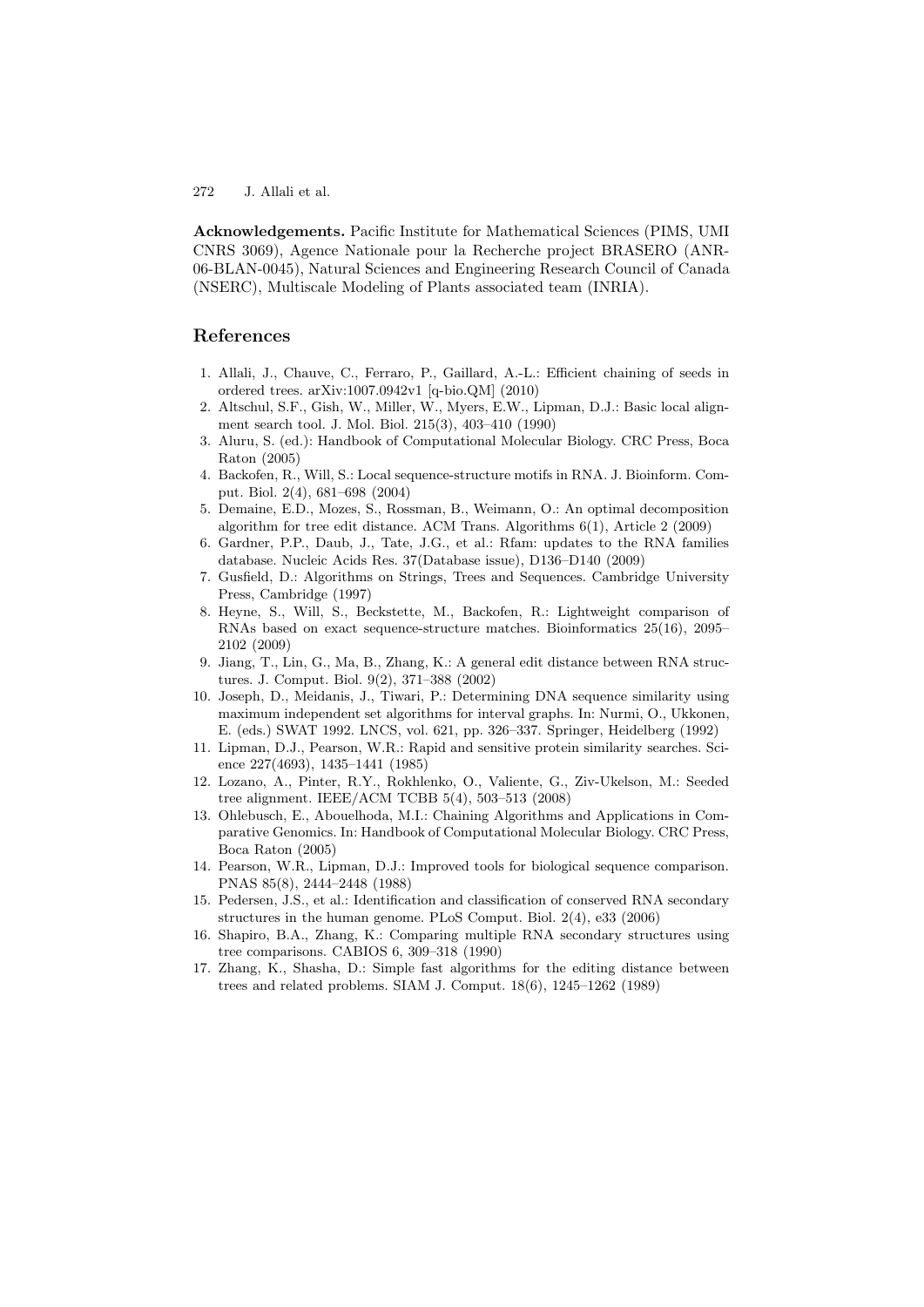**Acknowledgements.** Pacific Institute for Mathematical Sciences (PIMS, UMI CNRS 3069), Agence Nationale pour la Recherche project BRASERO (ANR-06-BLAN-0045), Natural Sciences and Engineering Research Council of Canada (NSERC), Multiscale Modeling of Plants associated team (INRIA).

## References

1. Allali, J., Chauve, C., Ferraro, P., Gaillard, A.-L.: Efficient chaining of seeds in ordered trees. arXiv:1007.0942v1 [q-bio.QM] (2010)
2. Altschul, S.F., Gish, W., Miller, W., Myers, E.W., Lipman, D.J.: Basic local alignment search tool. J. Mol. Biol. 215(3), 403–410 (1990)
3. Aluru, S. (ed.): Handbook of Computational Molecular Biology. CRC Press, Boca Raton (2005)
4. Backofen, R., Will, S.: Local sequence-structure motifs in RNA. J. Bioinform. Comput. Biol. 2(4), 681–698 (2004)
5. Demaine, E.D., Mozes, S., Rossman, B., Weimann, O.: An optimal decomposition algorithm for tree edit distance. ACM Trans. Algorithms 6(1), Article 2 (2009)
6. Gardner, P.P., Daub, J., Tate, J.G., et al.: Rfam: updates to the RNA families database. Nucleic Acids Res. 37(Database issue), D136–D140 (2009)
7. Gusfield, D.: Algorithms on Strings, Trees and Sequences. Cambridge University Press, Cambridge (1997)
8. Heyne, S., Will, S., Beckstette, M., Backofen, R.: Lightweight comparison of RNAs based on exact sequence-structure matches. Bioinformatics 25(16), 2095–2102 (2009)
9. Jiang, T., Lin, G., Ma, B., Zhang, K.: A general edit distance between RNA structures. J. Comput. Biol. 9(2), 371–388 (2002)
10. Joseph, D., Meidanis, J., Tiwari, P.: Determining DNA sequence similarity using maximum independent set algorithms for interval graphs. In: Nurmi, O., Ukkonen, E. (eds.) SWAT 1992. LNCS, vol. 621, pp. 326–337. Springer, Heidelberg (1992)
11. Lipman, D.J., Pearson, W.R.: Rapid and sensitive protein similarity searches. Science 227(4693), 1435–1441 (1985)
12. Lozano, A., Pinter, R.Y., Rokhlenko, O., Valiente, G., Ziv-Ukelson, M.: Seeded tree alignment. IEEE/ACM TCBB 5(4), 503–513 (2008)
13. Ohlebusch, E., Abouelhoda, M.I.: Chaining Algorithms and Applications in Comparative Genomics. In: Handbook of Computational Molecular Biology. CRC Press, Boca Raton (2005)
14. Pearson, W.R., Lipman, D.J.: Improved tools for biological sequence comparison. PNAS 85(8), 2444–2448 (1988)
15. Pedersen, J.S., et al.: Identification and classification of conserved RNA secondary structures in the human genome. PLoS Comput. Biol. 2(4), e33 (2006)
16. Shapiro, B.A., Zhang, K.: Comparing multiple RNA secondary structures using tree comparisons. CABIOS 6, 309–318 (1990)
17. Zhang, K., Shasha, D.: Simple fast algorithms for the editing distance between trees and related problems. SIAM J. Comput. 18(6), 1245–1262 (1989)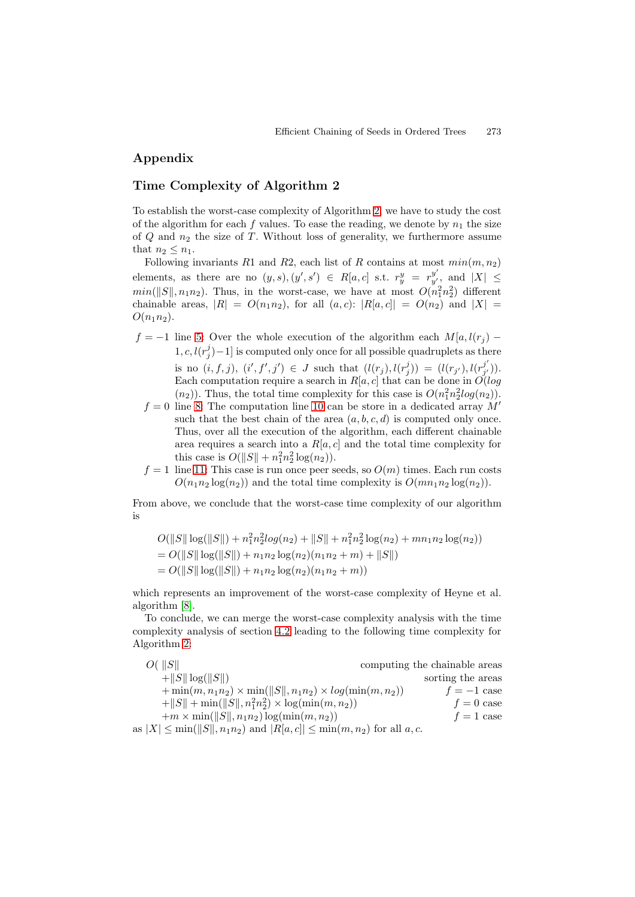## Appendix

### Time Complexity of Algorithm 2

To establish the worst-case complexity of Algorithm 2, we have to study the cost of the algorithm for each $f$ values. To ease the reading, we denote by $n_1$ the size of $Q$ and $n_2$ the size of $T$. Without loss of generality, we furthermore assume that $n_2 \leq n_1$.

Following invariants $R1$ and $R2$, each list of $R$ contains at most $min(m, n_2)$ elements, as there are no $(y, s), (y', s') \in R[a, c]$ s.t. $r_y^y = r_{y'}^{y'}$, and $|X| \leq min(\|S\|, n_1 n_2)$. Thus, in the worst-case, we have at most $O(n_1^2 n_2^2)$ different chainable areas, $|R| = O(n_1 n_2)$, for all $(a, c)$: $|R[a, c]| = O(n_2)$ and $|X| = O(n_1 n_2)$.

- $f = -1$ line 5: Over the whole execution of the algorithm each $M[a, l(r_j) - 1, c, l(r_j^j) - 1]$ is computed only once for all possible quadruplets as there is no $(i, f, j)$, $(i', f', j') \in J$ such that $(l(r_j), l(r_j^j)) = (l(r_{j'}), l(r_{j'}^{j'}))$. Each computation require a search in $R[a, c]$ that can be done in $O(log(n_2))$. Thus, the total time complexity for this case is $O(n_1^2 n_2^2 log(n_2))$.
- $f = 0$ line 8: The computation line 10 can be store in a dedicated array $M'$ such that the best chain of the area $(a, b, c, d)$ is computed only once. Thus, over all the execution of the algorithm, each different chainable area requires a search into a $R[a, c]$ and the total time complexity for this case is $O(\|S\| + n_1^2 n_2^2 \log(n_2))$.
- $f = 1$ line 11: This case is run once peer seeds, so $O(m)$ times. Each run costs $O(n_1 n_2 \log(n_2))$ and the total time complexity is $O(m n_1 n_2 \log(n_2))$.

From above, we conclude that the worst-case time complexity of our algorithm is

$$
\begin{aligned}
&O(\|S\| \log(\|S\|) + n_1^2 n_2^2 log(n_2) + \|S\| + n_1^2 n_2^2 \log(n_2) + m n_1 n_2 \log(n_2)) \\
&= O(\|S\| \log(\|S\|) + n_1 n_2 \log(n_2)(n_1 n_2 + m) + \|S\|) \\
&= O(\|S\| \log(\|S\|) + n_1 n_2 \log(n_2)(n_1 n_2 + m))
\end{aligned}
$$

which represents an improvement of the worst-case complexity of Heyne et al. algorithm [8].

To conclude, we can merge the worst-case complexity analysis with the time complexity analysis of section 4.2 leading to the following time complexity for Algorithm 2:

$$
\begin{aligned}
O(\ &\|S\| && \text{computing the chainable areas} \\
&+ \|S\| \log(\|S\|) && \text{sorting the areas} \\
&+ \min(m, n_1 n_2) \times \min(\|S\|, n_1 n_2) \times log(\min(m, n_2)) && f = -1 \text{ case} \\
&+ \|S\| + \min(\|S\|, n_1^2 n_2^2) \times \log(\min(m, n_2)) && f = 0 \text{ case} \\
&+ m \times \min(\|S\|, n_1 n_2) \log(\min(m, n_2))) && f = 1 \text{ case}
\end{aligned}
$$

as $|X| \leq \min(\|S\|, n_1 n_2)$ and $|R[a, c]| \leq \min(m, n_2)$ for all $a, c$.